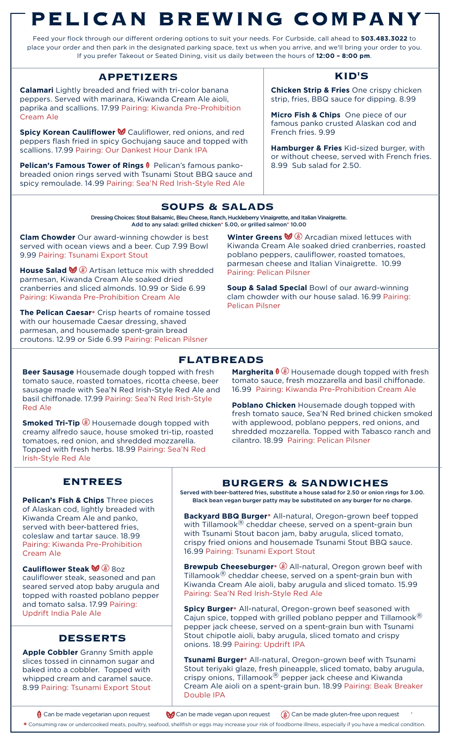# PELICAN BREWING COMPANY

Feed your flock through our different ordering options to suit your needs. For Curbside, call ahead to **503.483.3022** to place your order and then park in the designated parking space, text us when you arrive, and we'll bring your order to you. If you prefer Takeout or Seated Dining, visit us daily between the hours of **12:00 – 8:00 pm**.

## APPETIZERS

**Calamari** Lightly breaded and fried with tri-color banana peppers. Served with marinara, Kiwanda Cream Ale aioli, paprika and scallions. 17.99 Pairing: Kiwanda Pre-Prohibition Cream Ale

**Spicy Korean Cauliflower** (vegan) Cauliflower, red onions, and red peppers flash fried in spicy Gochujang sauce and topped with scallions. 17.99 Pairing: Our Dankest Hour Dank IPA

**Pelican's Famous Tower of Rings** (vegetarian) Pelican's famous panko-breaded onion rings served with Tsunami Stout BBQ sauce and spicy remoulade. 14.99 Pairing: Sea'N Red Irish-Style Red Ale

## KID'S

**Chicken Strip & Fries** One crispy chicken strip, fries, BBQ sauce for dipping. 8.99

**Micro Fish & Chips** One piece of our famous panko crusted Alaskan cod and French fries. 9.99

**Hamburger & Fries** Kid-sized burger, with or without cheese, served with French fries. 8.99 Sub salad for 2.50.

## SOUPS & SALADS

Dressing Choices: Stout Balsamic, Bleu Cheese, Ranch, Huckleberry Vinaigrette, and Italian Vinaigrette.
Add to any salad: grilled chicken* 5.00, or grilled salmon* 10.00

**Clam Chowder** Our award-winning chowder is best served with ocean views and a beer. Cup 7.99 Bowl 9.99 Pairing: Tsunami Export Stout

**House Salad** (vegan) (gluten-free) Artisan lettuce mix with shredded parmesan, Kiwanda Cream Ale soaked dried cranberries and sliced almonds. 10.99 or Side 6.99 Pairing: Kiwanda Pre-Prohibition Cream Ale

**The Pelican Caesar*** Crisp hearts of romaine tossed with our housemade Caesar dressing, shaved parmesan, and housemade spent-grain bread croutons. 12.99 or Side 6.99 Pairing: Pelican Pilsner

**Winter Greens** (vegan) (gluten-free) Arcadian mixed lettuces with Kiwanda Cream Ale soaked dried cranberries, roasted poblano peppers, cauliflower, roasted tomatoes, parmesan cheese and Italian Vinaigrette. 10.99 Pairing: Pelican Pilsner

**Soup & Salad Special** Bowl of our award-winning clam chowder with our house salad. 16.99 Pairing: Pelican Pilsner

## FLATBREADS

**Beer Sausage** Housemade dough topped with fresh tomato sauce, roasted tomatoes, ricotta cheese, beer sausage made with Sea'N Red Irish-Style Red Ale and basil chiffonade. 17.99 Pairing: Sea'N Red Irish-Style Red Ale

**Smoked Tri-Tip** (gluten-free) Housemade dough topped with creamy alfredo sauce, house smoked tri-tip, roasted tomatoes, red onion, and shredded mozzarella. Topped with fresh herbs. 18.99 Pairing: Sea'N Red Irish-Style Red Ale

**Margherita** (vegetarian) (gluten-free) Housemade dough topped with fresh tomato sauce, fresh mozzarella and basil chiffonade. 16.99 Pairing: Kiwanda Pre-Prohibition Cream Ale

**Poblano Chicken** Housemade dough topped with fresh tomato sauce, Sea'N Red brined chicken smoked with applewood, poblano peppers, red onions, and shredded mozzarella. Topped with Tabasco ranch and cilantro. 18.99 Pairing: Pelican Pilsner

## ENTREES

**Pelican's Fish & Chips** Three pieces of Alaskan cod, lightly breaded with Kiwanda Cream Ale and panko, served with beer-battered fries, coleslaw and tartar sauce. 18.99 Pairing: Kiwanda Pre-Prohibition Cream Ale

**Cauliflower Steak** (vegan) (gluten-free) 8oz cauliflower steak, seasoned and pan seared served atop baby arugula and topped with roasted poblano pepper and tomato salsa. 17.99 Pairing: Updrift India Pale Ale

## DESSERTS

**Apple Cobbler** Granny Smith apple slices tossed in cinnamon sugar and baked into a cobbler. Topped with whipped cream and caramel sauce. 8.99 Pairing: Tsunami Export Stout

## BURGERS & SANDWICHES

Served with beer-battered fries, substitute a house salad for 2.50 or onion rings for 3.00.
Black bean vegan burger patty may be substituted on any burger for no charge.

**Backyard BBQ Burger*** All-natural, Oregon-grown beef topped with Tillamook® cheddar cheese, served on a spent-grain bun with Tsunami Stout bacon jam, baby arugula, sliced tomato, crispy fried onions and housemade Tsunami Stout BBQ sauce. 16.99 Pairing: Tsunami Export Stout

**Brewpub Cheeseburger*** (gluten-free) All-natural, Oregon grown beef with Tillamook® cheddar cheese, served on a spent-grain bun with Kiwanda Cream Ale aioli, baby arugula and sliced tomato. 15.99 Pairing: Sea'N Red Irish-Style Red Ale

**Spicy Burger*** All-natural, Oregon-grown beef seasoned with Cajun spice, topped with grilled poblano pepper and Tillamook® pepper jack cheese, served on a spent-grain bun with Tsunami Stout chipotle aioli, baby arugula, sliced tomato and crispy onions. 18.99 Pairing: Updrift IPA

**Tsunami Burger*** All-natural, Oregon-grown beef with Tsunami Stout teriyaki glaze, fresh pineapple, sliced tomato, baby arugula, crispy onions, Tillamook® pepper jack cheese and Kiwanda Cream Ale aioli on a spent-grain bun. 18.99 Pairing: Beak Breaker Double IPA

(vegetarian) Can be made vegetarian upon request (vegan) Can be made vegan upon request (gluten-free) Can be made gluten-free upon request

* Consuming raw or undercooked meats, poultry, seafood, shellfish or eggs may increase your risk of foodborne illness, especially if you have a medical condition.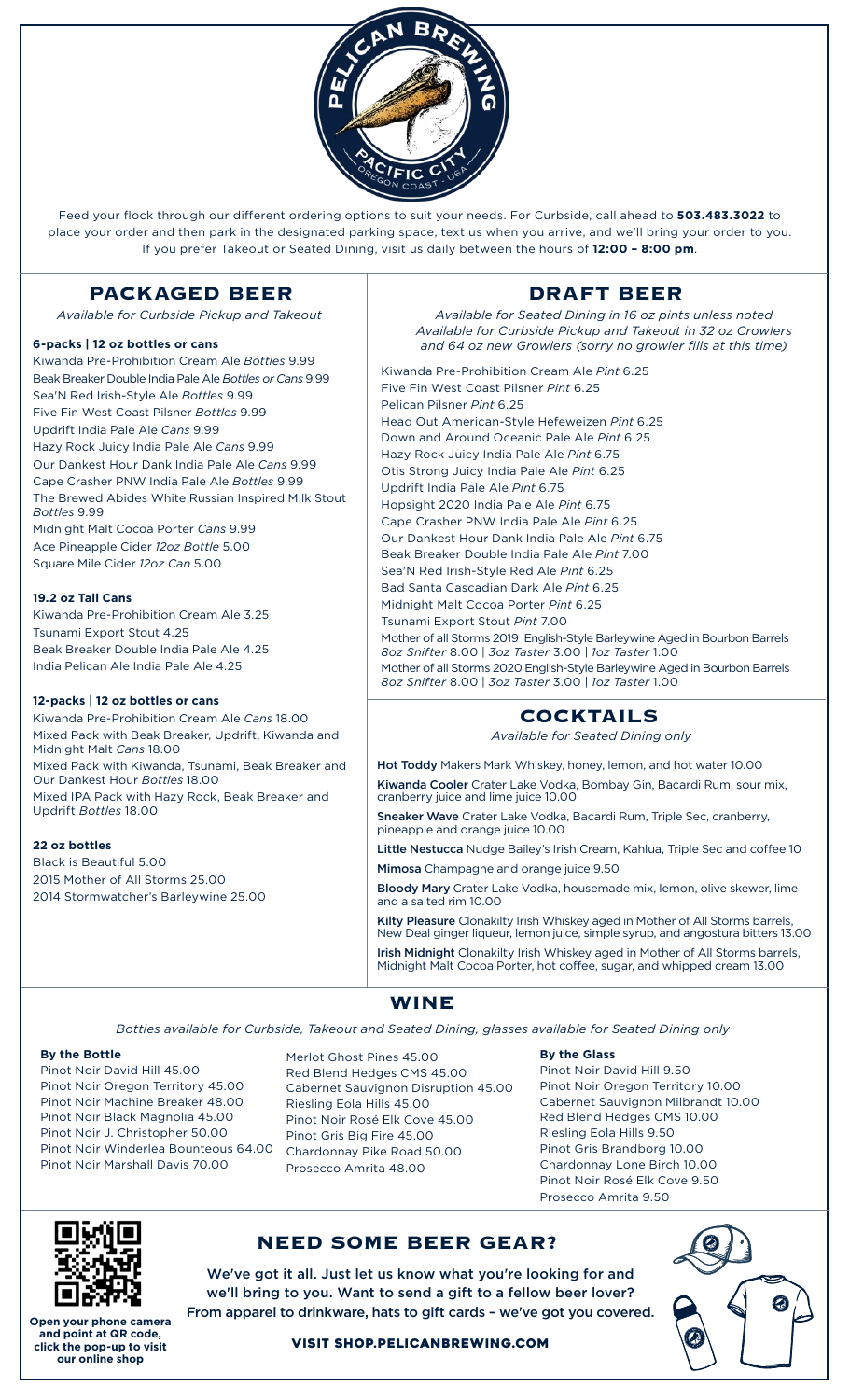Feed your flock through our different ordering options to suit your needs. For Curbside, call ahead to **503.483.3022** to place your order and then park in the designated parking space, text us when you arrive, and we'll bring your order to you. If you prefer Takeout or Seated Dining, visit us daily between the hours of **12:00 – 8:00 pm**.

## PACKAGED BEER

*Available for Curbside Pickup and Takeout*

**6-packs | 12 oz bottles or cans**

Kiwanda Pre-Prohibition Cream Ale *Bottles* 9.99
Beak Breaker Double India Pale Ale *Bottles or Cans* 9.99
Sea'N Red Irish-Style Ale *Bottles* 9.99
Five Fin West Coast Pilsner *Bottles* 9.99
Updrift India Pale Ale *Cans* 9.99
Hazy Rock Juicy India Pale Ale *Cans* 9.99
Our Dankest Hour Dank India Pale Ale *Cans* 9.99
Cape Crasher PNW India Pale Ale *Bottles* 9.99
The Brewed Abides White Russian Inspired Milk Stout *Bottles* 9.99
Midnight Malt Cocoa Porter *Cans* 9.99
Ace Pineapple Cider *12oz Bottle* 5.00
Square Mile Cider *12oz Can* 5.00

**19.2 oz Tall Cans**

Kiwanda Pre-Prohibition Cream Ale 3.25
Tsunami Export Stout 4.25
Beak Breaker Double India Pale Ale 4.25
India Pelican Ale India Pale Ale 4.25

**12-packs | 12 oz bottles or cans**

Kiwanda Pre-Prohibition Cream Ale *Cans* 18.00
Mixed Pack with Beak Breaker, Updrift, Kiwanda and Midnight Malt *Cans* 18.00
Mixed Pack with Kiwanda, Tsunami, Beak Breaker and Our Dankest Hour *Bottles* 18.00
Mixed IPA Pack with Hazy Rock, Beak Breaker and Updrift *Bottles* 18.00

**22 oz bottles**

Black is Beautiful 5.00
2015 Mother of All Storms 25.00
2014 Stormwatcher's Barleywine 25.00

## DRAFT BEER

*Available for Seated Dining in 16 oz pints unless noted*
*Available for Curbside Pickup and Takeout in 32 oz Crowlers and 64 oz new Growlers (sorry no growler fills at this time)*

Kiwanda Pre-Prohibition Cream Ale *Pint* 6.25
Five Fin West Coast Pilsner *Pint* 6.25
Pelican Pilsner *Pint* 6.25
Head Out American-Style Hefeweizen *Pint* 6.25
Down and Around Oceanic Pale Ale *Pint* 6.25
Hazy Rock Juicy India Pale Ale *Pint* 6.75
Otis Strong Juicy India Pale Ale *Pint* 6.25
Updrift India Pale Ale *Pint* 6.75
Hopsight 2020 India Pale Ale *Pint* 6.75
Cape Crasher PNW India Pale Ale *Pint* 6.25
Our Dankest Hour Dank India Pale Ale *Pint* 6.75
Beak Breaker Double India Pale Ale *Pint* 7.00
Sea'N Red Irish-Style Red Ale *Pint* 6.25
Bad Santa Cascadian Dark Ale *Pint* 6.25
Midnight Malt Cocoa Porter *Pint* 6.25
Tsunami Export Stout *Pint* 7.00
Mother of all Storms 2019 English-Style Barleywine Aged in Bourbon Barrels *8oz Snifter* 8.00 | *3oz Taster* 3.00 | *1oz Taster* 1.00
Mother of all Storms 2020 English-Style Barleywine Aged in Bourbon Barrels *8oz Snifter* 8.00 | *3oz Taster* 3.00 | *1oz Taster* 1.00

## COCKTAILS

*Available for Seated Dining only*

**Hot Toddy** Makers Mark Whiskey, honey, lemon, and hot water 10.00

**Kiwanda Cooler** Crater Lake Vodka, Bombay Gin, Bacardi Rum, sour mix, cranberry juice and lime juice 10.00

**Sneaker Wave** Crater Lake Vodka, Bacardi Rum, Triple Sec, cranberry, pineapple and orange juice 10.00

**Little Nestucca** Nudge Bailey's Irish Cream, Kahlua, Triple Sec and coffee 10

**Mimosa** Champagne and orange juice 9.50

**Bloody Mary** Crater Lake Vodka, housemade mix, lemon, olive skewer, lime and a salted rim 10.00

**Kilty Pleasure** Clonakilty Irish Whiskey aged in Mother of All Storms barrels, New Deal ginger liqueur, lemon juice, simple syrup, and angostura bitters 13.00

**Irish Midnight** Clonakilty Irish Whiskey aged in Mother of All Storms barrels, Midnight Malt Cocoa Porter, hot coffee, sugar, and whipped cream 13.00

## WINE

*Bottles available for Curbside, Takeout and Seated Dining, glasses available for Seated Dining only*

**By the Bottle**

Pinot Noir David Hill 45.00
Pinot Noir Oregon Territory 45.00
Pinot Noir Machine Breaker 48.00
Pinot Noir Black Magnolia 45.00
Pinot Noir J. Christopher 50.00
Pinot Noir Winderlea Bounteous 64.00
Pinot Noir Marshall Davis 70.00
Merlot Ghost Pines 45.00
Red Blend Hedges CMS 45.00
Cabernet Sauvignon Disruption 45.00
Riesling Eola Hills 45.00
Pinot Noir Rosé Elk Cove 45.00
Pinot Gris Big Fire 45.00
Chardonnay Pike Road 50.00
Prosecco Amrita 48.00

**By the Glass**

Pinot Noir David Hill 9.50
Pinot Noir Oregon Territory 10.00
Cabernet Sauvignon Milbrandt 10.00
Red Blend Hedges CMS 10.00
Riesling Eola Hills 9.50
Pinot Gris Brandborg 10.00
Chardonnay Lone Birch 10.00
Pinot Noir Rosé Elk Cove 9.50
Prosecco Amrita 9.50

## NEED SOME BEER GEAR?

We've got it all. Just let us know what you're looking for and we'll bring to you. Want to send a gift to a fellow beer lover? From apparel to drinkware, hats to gift cards – we've got you covered.

**Open your phone camera and point at QR code, click the pop-up to visit our online shop**

**VISIT SHOP.PELICANBREWING.COM**